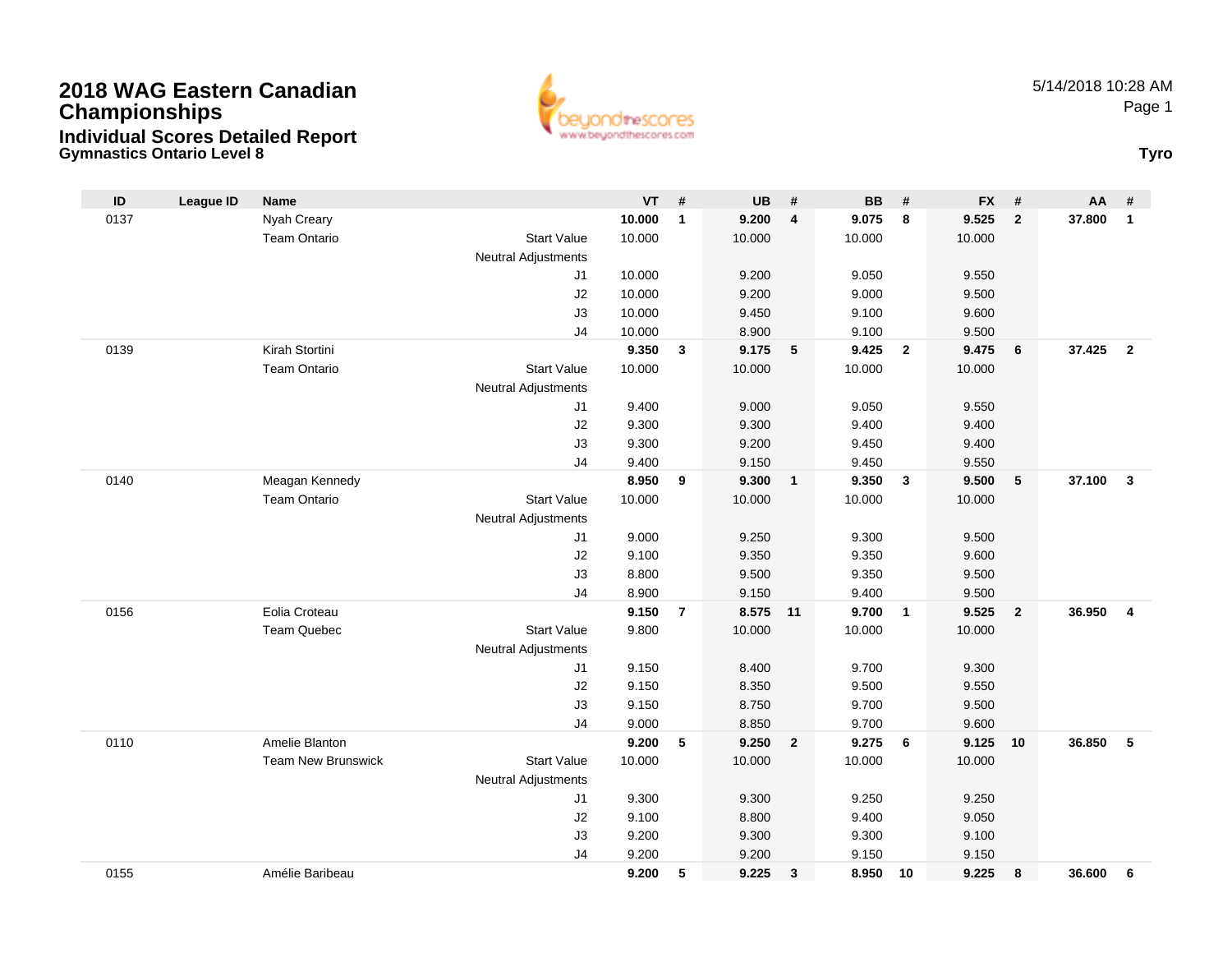# 2018 WAG Eastern Canadian Championships

## Individual Scores Detailed Report

### Gymnastics Ontario Level 8

5/14/2018 10:28 AM

**Tyro**

| ID | League ID | Name | | VT | # | UB | # | BB | # | FX | # | AA | # |
|---|---|---|---|---|---|---|---|---|---|---|---|---|---|
| 0137 | | Nyah Creary | | **10.000** | **1** | **9.200** | **4** | **9.075** | **8** | **9.525** | **2** | **37.800** | **1** |
| | | Team Ontario | Start Value | 10.000 | | 10.000 | | 10.000 | | 10.000 | | | |
| | | | Neutral Adjustments | | | | | | | | | | |
| | | | J1 | 10.000 | | 9.200 | | 9.050 | | 9.550 | | | |
| | | | J2 | 10.000 | | 9.200 | | 9.000 | | 9.500 | | | |
| | | | J3 | 10.000 | | 9.450 | | 9.100 | | 9.600 | | | |
| | | | J4 | 10.000 | | 8.900 | | 9.100 | | 9.500 | | | |
| 0139 | | Kirah Stortini | | **9.350** | **3** | **9.175** | **5** | **9.425** | **2** | **9.475** | **6** | **37.425** | **2** |
| | | Team Ontario | Start Value | 10.000 | | 10.000 | | 10.000 | | 10.000 | | | |
| | | | Neutral Adjustments | | | | | | | | | | |
| | | | J1 | 9.400 | | 9.000 | | 9.050 | | 9.550 | | | |
| | | | J2 | 9.300 | | 9.300 | | 9.400 | | 9.400 | | | |
| | | | J3 | 9.300 | | 9.200 | | 9.450 | | 9.400 | | | |
| | | | J4 | 9.400 | | 9.150 | | 9.450 | | 9.550 | | | |
| 0140 | | Meagan Kennedy | | **8.950** | **9** | **9.300** | **1** | **9.350** | **3** | **9.500** | **5** | **37.100** | **3** |
| | | Team Ontario | Start Value | 10.000 | | 10.000 | | 10.000 | | 10.000 | | | |
| | | | Neutral Adjustments | | | | | | | | | | |
| | | | J1 | 9.000 | | 9.250 | | 9.300 | | 9.500 | | | |
| | | | J2 | 9.100 | | 9.350 | | 9.350 | | 9.600 | | | |
| | | | J3 | 8.800 | | 9.500 | | 9.350 | | 9.500 | | | |
| | | | J4 | 8.900 | | 9.150 | | 9.400 | | 9.500 | | | |
| 0156 | | Eolia Croteau | | **9.150** | **7** | **8.575** | **11** | **9.700** | **1** | **9.525** | **2** | **36.950** | **4** |
| | | Team Quebec | Start Value | 9.800 | | 10.000 | | 10.000 | | 10.000 | | | |
| | | | Neutral Adjustments | | | | | | | | | | |
| | | | J1 | 9.150 | | 8.400 | | 9.700 | | 9.300 | | | |
| | | | J2 | 9.150 | | 8.350 | | 9.500 | | 9.550 | | | |
| | | | J3 | 9.150 | | 8.750 | | 9.700 | | 9.500 | | | |
| | | | J4 | 9.000 | | 8.850 | | 9.700 | | 9.600 | | | |
| 0110 | | Amelie Blanton | | **9.200** | **5** | **9.250** | **2** | **9.275** | **6** | **9.125** | **10** | **36.850** | **5** |
| | | Team New Brunswick | Start Value | 10.000 | | 10.000 | | 10.000 | | 10.000 | | | |
| | | | Neutral Adjustments | | | | | | | | | | |
| | | | J1 | 9.300 | | 9.300 | | 9.250 | | 9.250 | | | |
| | | | J2 | 9.100 | | 8.800 | | 9.400 | | 9.050 | | | |
| | | | J3 | 9.200 | | 9.300 | | 9.300 | | 9.100 | | | |
| | | | J4 | 9.200 | | 9.200 | | 9.150 | | 9.150 | | | |
| 0155 | | Amélie Baribeau | | **9.200** | **5** | **9.225** | **3** | **8.950** | **10** | **9.225** | **8** | **36.600** | **6** |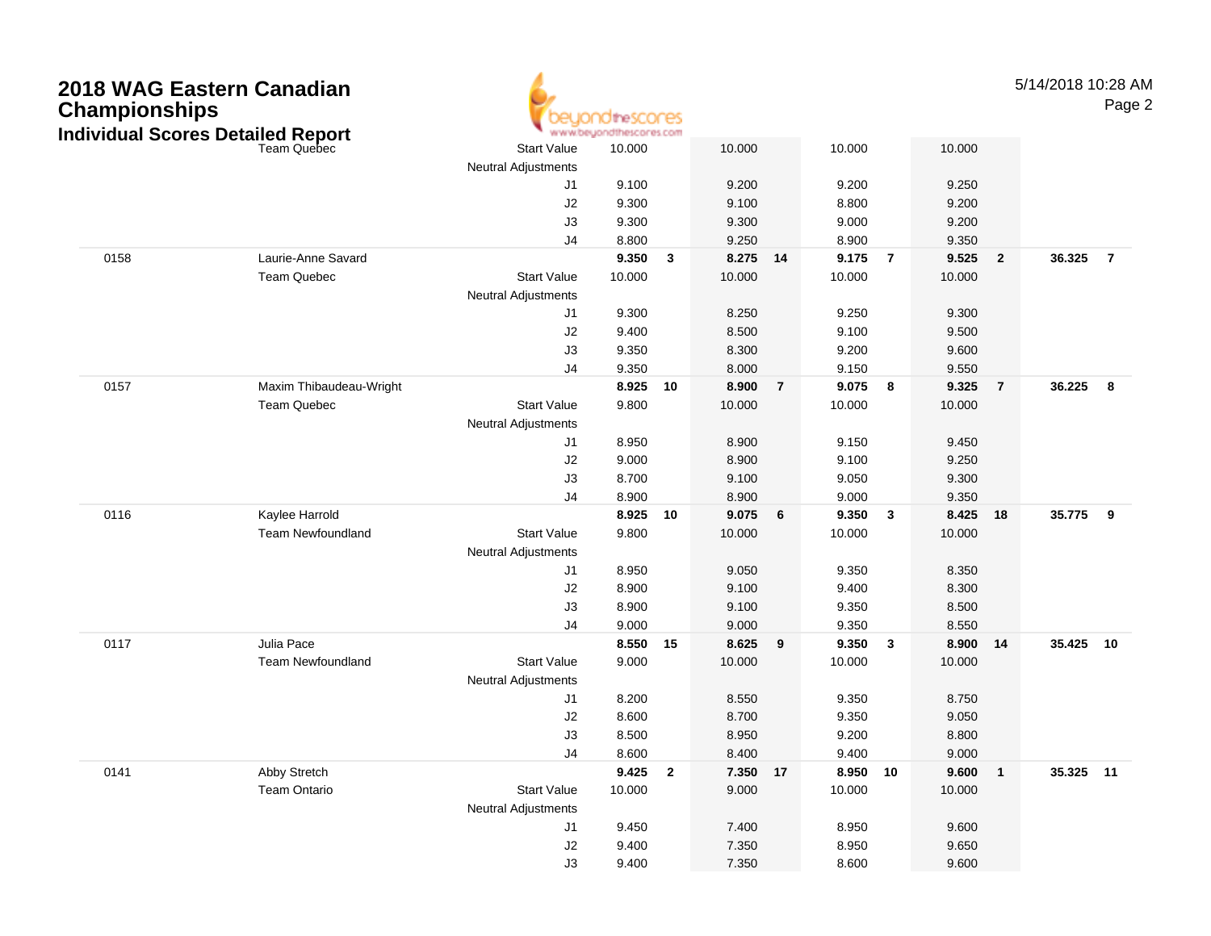# 2018 WAG Eastern Canadian Championships

## Individual Scores Detailed Report

| | | | | | | | | | | | | |
|---|---|---|---|---|---|---|---|---|---|---|---|---|
| | Team Quebec | Start Value | 10.000 | | 10.000 | | 10.000 | | 10.000 | | | |
| | | Neutral Adjustments | | | | | | | | | | |
| | | J1 | 9.100 | | 9.200 | | 9.200 | | 9.250 | | | |
| | | J2 | 9.300 | | 9.100 | | 8.800 | | 9.200 | | | |
| | | J3 | 9.300 | | 9.300 | | 9.000 | | 9.200 | | | |
| | | J4 | 8.800 | | 9.250 | | 8.900 | | 9.350 | | | |
| 0158 | Laurie-Anne Savard | | **9.350** | **3** | **8.275** | **14** | **9.175** | **7** | **9.525** | **2** | **36.325** | **7** |
| | Team Quebec | Start Value | 10.000 | | 10.000 | | 10.000 | | 10.000 | | | |
| | | Neutral Adjustments | | | | | | | | | | |
| | | J1 | 9.300 | | 8.250 | | 9.250 | | 9.300 | | | |
| | | J2 | 9.400 | | 8.500 | | 9.100 | | 9.500 | | | |
| | | J3 | 9.350 | | 8.300 | | 9.200 | | 9.600 | | | |
| | | J4 | 9.350 | | 8.000 | | 9.150 | | 9.550 | | | |
| 0157 | Maxim Thibaudeau-Wright | | **8.925** | **10** | **8.900** | **7** | **9.075** | **8** | **9.325** | **7** | **36.225** | **8** |
| | Team Quebec | Start Value | 9.800 | | 10.000 | | 10.000 | | 10.000 | | | |
| | | Neutral Adjustments | | | | | | | | | | |
| | | J1 | 8.950 | | 8.900 | | 9.150 | | 9.450 | | | |
| | | J2 | 9.000 | | 8.900 | | 9.100 | | 9.250 | | | |
| | | J3 | 8.700 | | 9.100 | | 9.050 | | 9.300 | | | |
| | | J4 | 8.900 | | 8.900 | | 9.000 | | 9.350 | | | |
| 0116 | Kaylee Harrold | | **8.925** | **10** | **9.075** | **6** | **9.350** | **3** | **8.425** | **18** | **35.775** | **9** |
| | Team Newfoundland | Start Value | 9.800 | | 10.000 | | 10.000 | | 10.000 | | | |
| | | Neutral Adjustments | | | | | | | | | | |
| | | J1 | 8.950 | | 9.050 | | 9.350 | | 8.350 | | | |
| | | J2 | 8.900 | | 9.100 | | 9.400 | | 8.300 | | | |
| | | J3 | 8.900 | | 9.100 | | 9.350 | | 8.500 | | | |
| | | J4 | 9.000 | | 9.000 | | 9.350 | | 8.550 | | | |
| 0117 | Julia Pace | | **8.550** | **15** | **8.625** | **9** | **9.350** | **3** | **8.900** | **14** | **35.425** | **10** |
| | Team Newfoundland | Start Value | 9.000 | | 10.000 | | 10.000 | | 10.000 | | | |
| | | Neutral Adjustments | | | | | | | | | | |
| | | J1 | 8.200 | | 8.550 | | 9.350 | | 8.750 | | | |
| | | J2 | 8.600 | | 8.700 | | 9.350 | | 9.050 | | | |
| | | J3 | 8.500 | | 8.950 | | 9.200 | | 8.800 | | | |
| | | J4 | 8.600 | | 8.400 | | 9.400 | | 9.000 | | | |
| 0141 | Abby Stretch | | **9.425** | **2** | **7.350** | **17** | **8.950** | **10** | **9.600** | **1** | **35.325** | **11** |
| | Team Ontario | Start Value | 10.000 | | 9.000 | | 10.000 | | 10.000 | | | |
| | | Neutral Adjustments | | | | | | | | | | |
| | | J1 | 9.450 | | 7.400 | | 8.950 | | 9.600 | | | |
| | | J2 | 9.400 | | 7.350 | | 8.950 | | 9.650 | | | |
| | | J3 | 9.400 | | 7.350 | | 8.600 | | 9.600 | | | |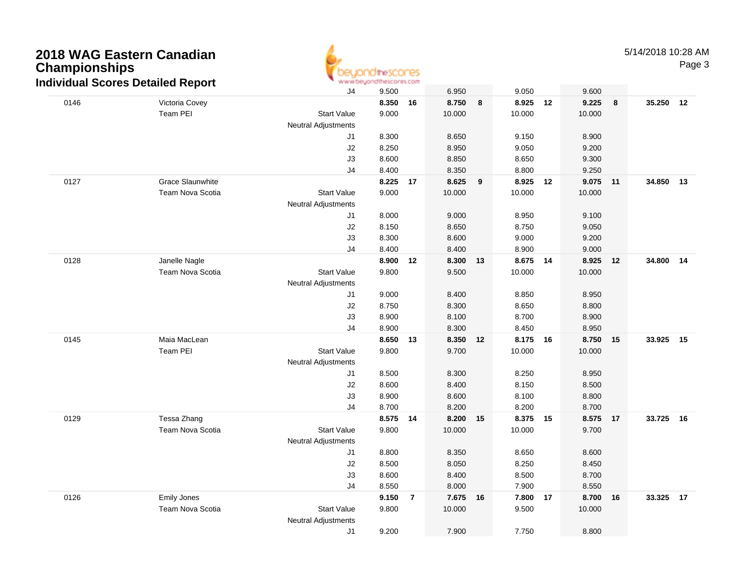# 2018 WAG Eastern Canadian Championships

## Individual Scores Detailed Report

| | | | | | | | | | | | | |
|---|---|---|---|---|---|---|---|---|---|---|---|---|
| | | J4 | 9.500 | | 6.950 | | 9.050 | | 9.600 | | | |
| 0146 | Victoria Covey | | **8.350** | **16** | **8.750** | **8** | **8.925** | **12** | **9.225** | **8** | **35.250** | **12** |
| | Team PEI | Start Value | 9.000 | | 10.000 | | 10.000 | | 10.000 | | | |
| | | Neutral Adjustments | | | | | | | | | | |
| | | J1 | 8.300 | | 8.650 | | 9.150 | | 8.900 | | | |
| | | J2 | 8.250 | | 8.950 | | 9.050 | | 9.200 | | | |
| | | J3 | 8.600 | | 8.850 | | 8.650 | | 9.300 | | | |
| | | J4 | 8.400 | | 8.350 | | 8.800 | | 9.250 | | | |
| 0127 | Grace Slaunwhite | | **8.225** | **17** | **8.625** | **9** | **8.925** | **12** | **9.075** | **11** | **34.850** | **13** |
| | Team Nova Scotia | Start Value | 9.000 | | 10.000 | | 10.000 | | 10.000 | | | |
| | | Neutral Adjustments | | | | | | | | | | |
| | | J1 | 8.000 | | 9.000 | | 8.950 | | 9.100 | | | |
| | | J2 | 8.150 | | 8.650 | | 8.750 | | 9.050 | | | |
| | | J3 | 8.300 | | 8.600 | | 9.000 | | 9.200 | | | |
| | | J4 | 8.400 | | 8.400 | | 8.900 | | 9.000 | | | |
| 0128 | Janelle Nagle | | **8.900** | **12** | **8.300** | **13** | **8.675** | **14** | **8.925** | **12** | **34.800** | **14** |
| | Team Nova Scotia | Start Value | 9.800 | | 9.500 | | 10.000 | | 10.000 | | | |
| | | Neutral Adjustments | | | | | | | | | | |
| | | J1 | 9.000 | | 8.400 | | 8.850 | | 8.950 | | | |
| | | J2 | 8.750 | | 8.300 | | 8.650 | | 8.800 | | | |
| | | J3 | 8.900 | | 8.100 | | 8.700 | | 8.900 | | | |
| | | J4 | 8.900 | | 8.300 | | 8.450 | | 8.950 | | | |
| 0145 | Maia MacLean | | **8.650** | **13** | **8.350** | **12** | **8.175** | **16** | **8.750** | **15** | **33.925** | **15** |
| | Team PEI | Start Value | 9.800 | | 9.700 | | 10.000 | | 10.000 | | | |
| | | Neutral Adjustments | | | | | | | | | | |
| | | J1 | 8.500 | | 8.300 | | 8.250 | | 8.950 | | | |
| | | J2 | 8.600 | | 8.400 | | 8.150 | | 8.500 | | | |
| | | J3 | 8.900 | | 8.600 | | 8.100 | | 8.800 | | | |
| | | J4 | 8.700 | | 8.200 | | 8.200 | | 8.700 | | | |
| 0129 | Tessa Zhang | | **8.575** | **14** | **8.200** | **15** | **8.375** | **15** | **8.575** | **17** | **33.725** | **16** |
| | Team Nova Scotia | Start Value | 9.800 | | 10.000 | | 10.000 | | 9.700 | | | |
| | | Neutral Adjustments | | | | | | | | | | |
| | | J1 | 8.800 | | 8.350 | | 8.650 | | 8.600 | | | |
| | | J2 | 8.500 | | 8.050 | | 8.250 | | 8.450 | | | |
| | | J3 | 8.600 | | 8.400 | | 8.500 | | 8.700 | | | |
| | | J4 | 8.550 | | 8.000 | | 7.900 | | 8.550 | | | |
| 0126 | Emily Jones | | **9.150** | **7** | **7.675** | **16** | **7.800** | **17** | **8.700** | **16** | **33.325** | **17** |
| | Team Nova Scotia | Start Value | 9.800 | | 10.000 | | 9.500 | | 10.000 | | | |
| | | Neutral Adjustments | | | | | | | | | | |
| | | J1 | 9.200 | | 7.900 | | 7.750 | | 8.800 | | | |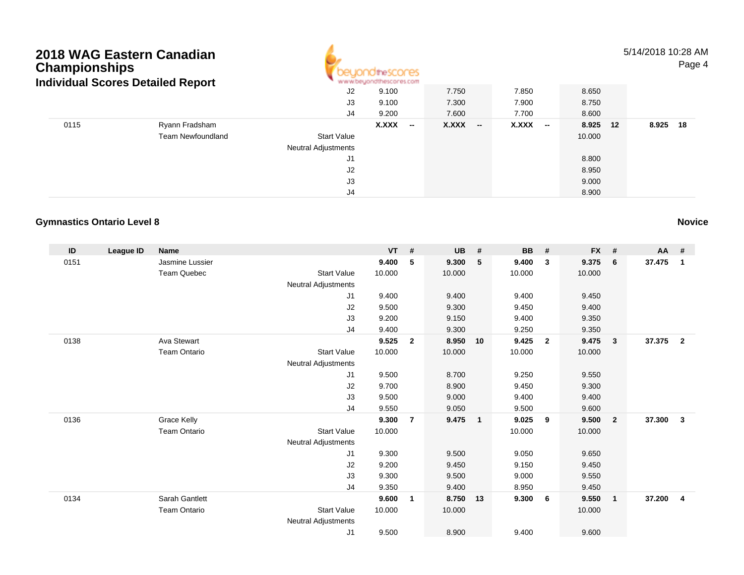# 2018 WAG Eastern Canadian Championships

## Individual Scores Detailed Report

| ID | League ID | Name | | VT | # | UB | # | BB | # | FX | # | AA | # |
|---|---|---|---|---|---|---|---|---|---|---|---|---|---|
| | | | J2 | 9.100 | | 7.750 | | 7.850 | | 8.650 | | | |
| | | | J3 | 9.100 | | 7.300 | | 7.900 | | 8.750 | | | |
| | | | J4 | 9.200 | | 7.600 | | 7.700 | | 8.600 | | | |
| 0115 | | Ryann Fradsham | | **X.XXX** | **--** | **X.XXX** | **--** | **X.XXX** | **--** | **8.925** | **12** | **8.925** | **18** |
| | | Team Newfoundland | Start Value | | | | | | | 10.000 | | | |
| | | | Neutral Adjustments | | | | | | | | | | |
| | | | J1 | | | | | | | 8.800 | | | |
| | | | J2 | | | | | | | 8.950 | | | |
| | | | J3 | | | | | | | 9.000 | | | |
| | | | J4 | | | | | | | 8.900 | | | |

### Gymnastics Ontario Level 8

**Novice**

| ID | League ID | Name | | VT | # | UB | # | BB | # | FX | # | AA | # |
|---|---|---|---|---|---|---|---|---|---|---|---|---|---|
| 0151 | | Jasmine Lussier | | **9.400** | **5** | **9.300** | **5** | **9.400** | **3** | **9.375** | **6** | **37.475** | **1** |
| | | Team Quebec | Start Value | 10.000 | | 10.000 | | 10.000 | | 10.000 | | | |
| | | | Neutral Adjustments | | | | | | | | | | |
| | | | J1 | 9.400 | | 9.400 | | 9.400 | | 9.450 | | | |
| | | | J2 | 9.500 | | 9.300 | | 9.450 | | 9.400 | | | |
| | | | J3 | 9.200 | | 9.150 | | 9.400 | | 9.350 | | | |
| | | | J4 | 9.400 | | 9.300 | | 9.250 | | 9.350 | | | |
| 0138 | | Ava Stewart | | **9.525** | **2** | **8.950** | **10** | **9.425** | **2** | **9.475** | **3** | **37.375** | **2** |
| | | Team Ontario | Start Value | 10.000 | | 10.000 | | 10.000 | | 10.000 | | | |
| | | | Neutral Adjustments | | | | | | | | | | |
| | | | J1 | 9.500 | | 8.700 | | 9.250 | | 9.550 | | | |
| | | | J2 | 9.700 | | 8.900 | | 9.450 | | 9.300 | | | |
| | | | J3 | 9.500 | | 9.000 | | 9.400 | | 9.400 | | | |
| | | | J4 | 9.550 | | 9.050 | | 9.500 | | 9.600 | | | |
| 0136 | | Grace Kelly | | **9.300** | **7** | **9.475** | **1** | **9.025** | **9** | **9.500** | **2** | **37.300** | **3** |
| | | Team Ontario | Start Value | 10.000 | | | | 10.000 | | 10.000 | | | |
| | | | Neutral Adjustments | | | | | | | | | | |
| | | | J1 | 9.300 | | 9.500 | | 9.050 | | 9.650 | | | |
| | | | J2 | 9.200 | | 9.450 | | 9.150 | | 9.450 | | | |
| | | | J3 | 9.300 | | 9.500 | | 9.000 | | 9.550 | | | |
| | | | J4 | 9.350 | | 9.400 | | 8.950 | | 9.450 | | | |
| 0134 | | Sarah Gantlett | | **9.600** | **1** | **8.750** | **13** | **9.300** | **6** | **9.550** | **1** | **37.200** | **4** |
| | | Team Ontario | Start Value | 10.000 | | 10.000 | | | | 10.000 | | | |
| | | | Neutral Adjustments | | | | | | | | | | |
| | | | J1 | 9.500 | | 8.900 | | 9.400 | | 9.600 | | | |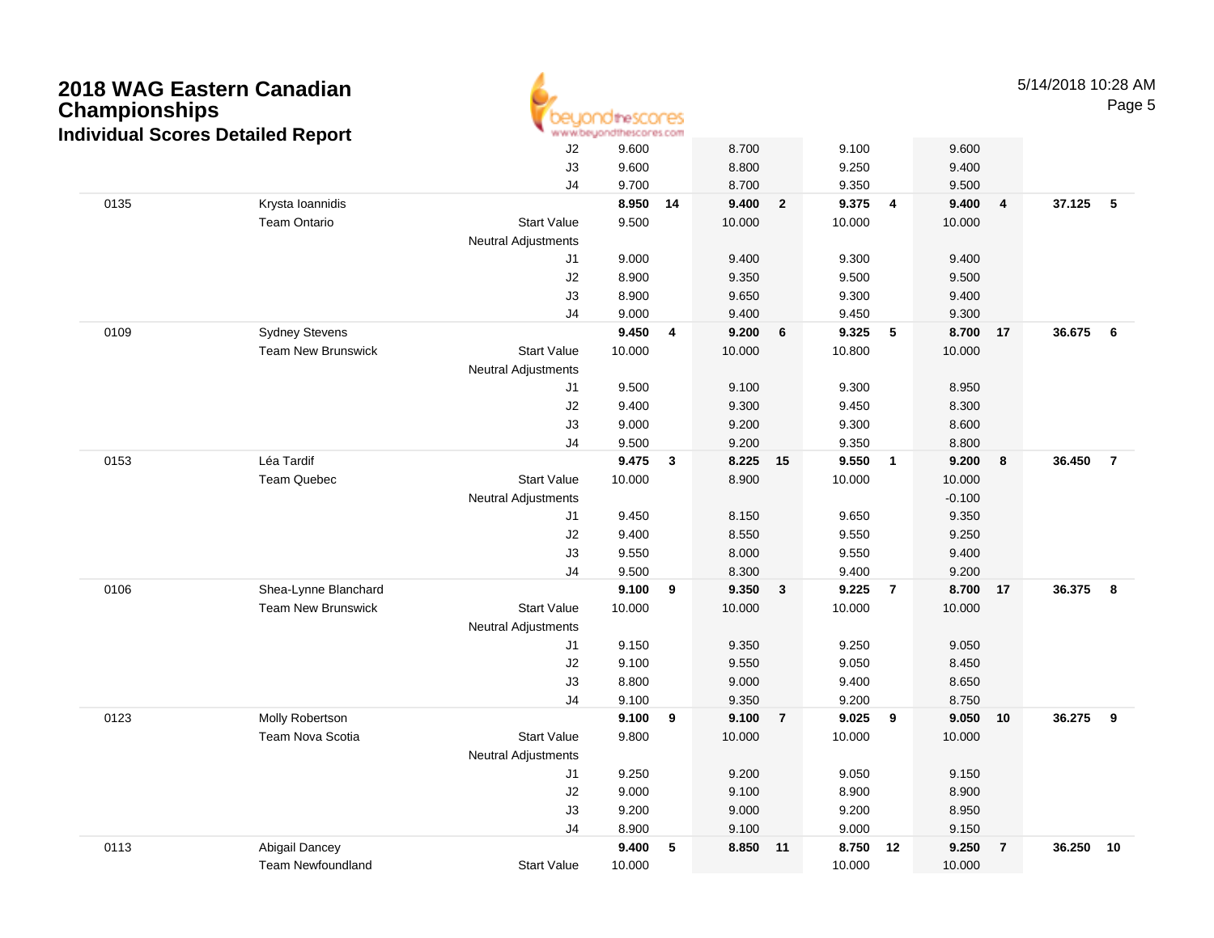# 2018 WAG Eastern Canadian Championships

## Individual Scores Detailed Report

| | | | | | | | | | | | | |
|---|---|---|---|---|---|---|---|---|---|---|---|---|
| | | J2 | 9.600 | | 8.700 | | 9.100 | | 9.600 | | | |
| | | J3 | 9.600 | | 8.800 | | 9.250 | | 9.400 | | | |
| | | J4 | 9.700 | | 8.700 | | 9.350 | | 9.500 | | | |
| 0135 | Krysta Ioannidis | | **8.950** | **14** | **9.400** | **2** | **9.375** | **4** | **9.400** | **4** | **37.125** | **5** |
| | Team Ontario | Start Value | 9.500 | | 10.000 | | 10.000 | | 10.000 | | | |
| | | Neutral Adjustments | | | | | | | | | | |
| | | J1 | 9.000 | | 9.400 | | 9.300 | | 9.400 | | | |
| | | J2 | 8.900 | | 9.350 | | 9.500 | | 9.500 | | | |
| | | J3 | 8.900 | | 9.650 | | 9.300 | | 9.400 | | | |
| | | J4 | 9.000 | | 9.400 | | 9.450 | | 9.300 | | | |
| 0109 | Sydney Stevens | | **9.450** | **4** | **9.200** | **6** | **9.325** | **5** | **8.700** | **17** | **36.675** | **6** |
| | Team New Brunswick | Start Value | 10.000 | | 10.000 | | 10.800 | | 10.000 | | | |
| | | Neutral Adjustments | | | | | | | | | | |
| | | J1 | 9.500 | | 9.100 | | 9.300 | | 8.950 | | | |
| | | J2 | 9.400 | | 9.300 | | 9.450 | | 8.300 | | | |
| | | J3 | 9.000 | | 9.200 | | 9.300 | | 8.600 | | | |
| | | J4 | 9.500 | | 9.200 | | 9.350 | | 8.800 | | | |
| 0153 | Léa Tardif | | **9.475** | **3** | **8.225** | **15** | **9.550** | **1** | **9.200** | **8** | **36.450** | **7** |
| | Team Quebec | Start Value | 10.000 | | 8.900 | | 10.000 | | 10.000 | | | |
| | | Neutral Adjustments | | | | | | | -0.100 | | | |
| | | J1 | 9.450 | | 8.150 | | 9.650 | | 9.350 | | | |
| | | J2 | 9.400 | | 8.550 | | 9.550 | | 9.250 | | | |
| | | J3 | 9.550 | | 8.000 | | 9.550 | | 9.400 | | | |
| | | J4 | 9.500 | | 8.300 | | 9.400 | | 9.200 | | | |
| 0106 | Shea-Lynne Blanchard | | **9.100** | **9** | **9.350** | **3** | **9.225** | **7** | **8.700** | **17** | **36.375** | **8** |
| | Team New Brunswick | Start Value | 10.000 | | 10.000 | | 10.000 | | 10.000 | | | |
| | | Neutral Adjustments | | | | | | | | | | |
| | | J1 | 9.150 | | 9.350 | | 9.250 | | 9.050 | | | |
| | | J2 | 9.100 | | 9.550 | | 9.050 | | 8.450 | | | |
| | | J3 | 8.800 | | 9.000 | | 9.400 | | 8.650 | | | |
| | | J4 | 9.100 | | 9.350 | | 9.200 | | 8.750 | | | |
| 0123 | Molly Robertson | | **9.100** | **9** | **9.100** | **7** | **9.025** | **9** | **9.050** | **10** | **36.275** | **9** |
| | Team Nova Scotia | Start Value | 9.800 | | 10.000 | | 10.000 | | 10.000 | | | |
| | | Neutral Adjustments | | | | | | | | | | |
| | | J1 | 9.250 | | 9.200 | | 9.050 | | 9.150 | | | |
| | | J2 | 9.000 | | 9.100 | | 8.900 | | 8.900 | | | |
| | | J3 | 9.200 | | 9.000 | | 9.200 | | 8.950 | | | |
| | | J4 | 8.900 | | 9.100 | | 9.000 | | 9.150 | | | |
| 0113 | Abigail Dancey | | **9.400** | **5** | **8.850** | **11** | **8.750** | **12** | **9.250** | **7** | **36.250** | **10** |
| | Team Newfoundland | Start Value | 10.000 | | | | 10.000 | | 10.000 | | | |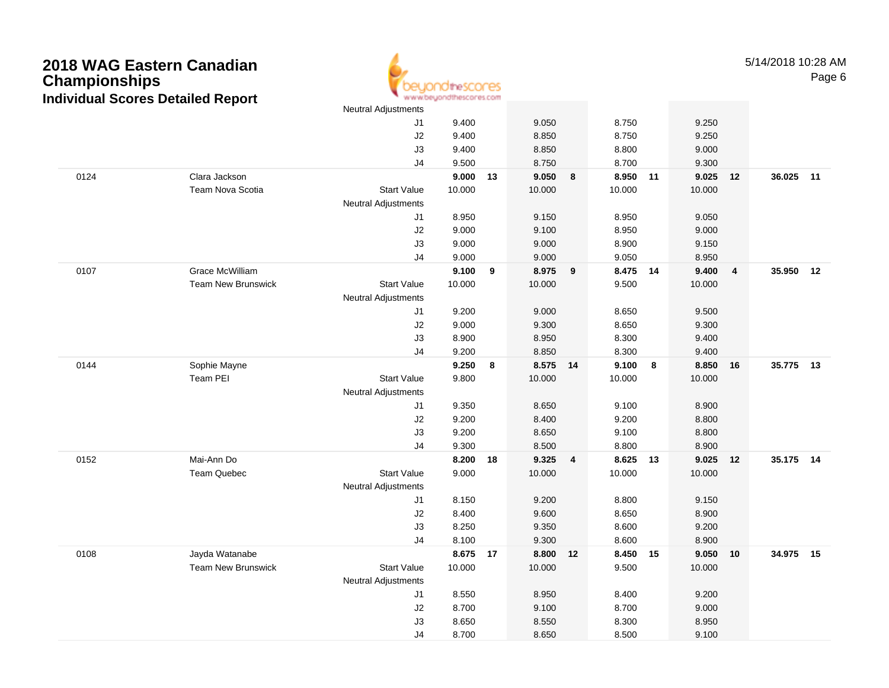# 2018 WAG Eastern Canadian Championships

## Individual Scores Detailed Report

| | | | Vault | | Bars | | Beam | | Floor | | AA | |
|---|---|---|---|---|---|---|---|---|---|---|---|---|
| | | Neutral Adjustments | | | | | | | | | | |
| | | J1 | 9.400 | | 9.050 | | 8.750 | | 9.250 | | | |
| | | J2 | 9.400 | | 8.850 | | 8.750 | | 9.250 | | | |
| | | J3 | 9.400 | | 8.850 | | 8.800 | | 9.000 | | | |
| | | J4 | 9.500 | | 8.750 | | 8.700 | | 9.300 | | | |
| 0124 | Clara Jackson | | **9.000** | **13** | **9.050** | **8** | **8.950** | **11** | **9.025** | **12** | **36.025** | **11** |
| | Team Nova Scotia | Start Value | 10.000 | | 10.000 | | 10.000 | | 10.000 | | | |
| | | Neutral Adjustments | | | | | | | | | | |
| | | J1 | 8.950 | | 9.150 | | 8.950 | | 9.050 | | | |
| | | J2 | 9.000 | | 9.100 | | 8.950 | | 9.000 | | | |
| | | J3 | 9.000 | | 9.000 | | 8.900 | | 9.150 | | | |
| | | J4 | 9.000 | | 9.000 | | 9.050 | | 8.950 | | | |
| 0107 | Grace McWilliam | | **9.100** | **9** | **8.975** | **9** | **8.475** | **14** | **9.400** | **4** | **35.950** | **12** |
| | Team New Brunswick | Start Value | 10.000 | | 10.000 | | 9.500 | | 10.000 | | | |
| | | Neutral Adjustments | | | | | | | | | | |
| | | J1 | 9.200 | | 9.000 | | 8.650 | | 9.500 | | | |
| | | J2 | 9.000 | | 9.300 | | 8.650 | | 9.300 | | | |
| | | J3 | 8.900 | | 8.950 | | 8.300 | | 9.400 | | | |
| | | J4 | 9.200 | | 8.850 | | 8.300 | | 9.400 | | | |
| 0144 | Sophie Mayne | | **9.250** | **8** | **8.575** | **14** | **9.100** | **8** | **8.850** | **16** | **35.775** | **13** |
| | Team PEI | Start Value | 9.800 | | 10.000 | | 10.000 | | 10.000 | | | |
| | | Neutral Adjustments | | | | | | | | | | |
| | | J1 | 9.350 | | 8.650 | | 9.100 | | 8.900 | | | |
| | | J2 | 9.200 | | 8.400 | | 9.200 | | 8.800 | | | |
| | | J3 | 9.200 | | 8.650 | | 9.100 | | 8.800 | | | |
| | | J4 | 9.300 | | 8.500 | | 8.800 | | 8.900 | | | |
| 0152 | Mai-Ann Do | | **8.200** | **18** | **9.325** | **4** | **8.625** | **13** | **9.025** | **12** | **35.175** | **14** |
| | Team Quebec | Start Value | 9.000 | | 10.000 | | 10.000 | | 10.000 | | | |
| | | Neutral Adjustments | | | | | | | | | | |
| | | J1 | 8.150 | | 9.200 | | 8.800 | | 9.150 | | | |
| | | J2 | 8.400 | | 9.600 | | 8.650 | | 8.900 | | | |
| | | J3 | 8.250 | | 9.350 | | 8.600 | | 9.200 | | | |
| | | J4 | 8.100 | | 9.300 | | 8.600 | | 8.900 | | | |
| 0108 | Jayda Watanabe | | **8.675** | **17** | **8.800** | **12** | **8.450** | **15** | **9.050** | **10** | **34.975** | **15** |
| | Team New Brunswick | Start Value | 10.000 | | 10.000 | | 9.500 | | 10.000 | | | |
| | | Neutral Adjustments | | | | | | | | | | |
| | | J1 | 8.550 | | 8.950 | | 8.400 | | 9.200 | | | |
| | | J2 | 8.700 | | 9.100 | | 8.700 | | 9.000 | | | |
| | | J3 | 8.650 | | 8.550 | | 8.300 | | 8.950 | | | |
| | | J4 | 8.700 | | 8.650 | | 8.500 | | 9.100 | | | |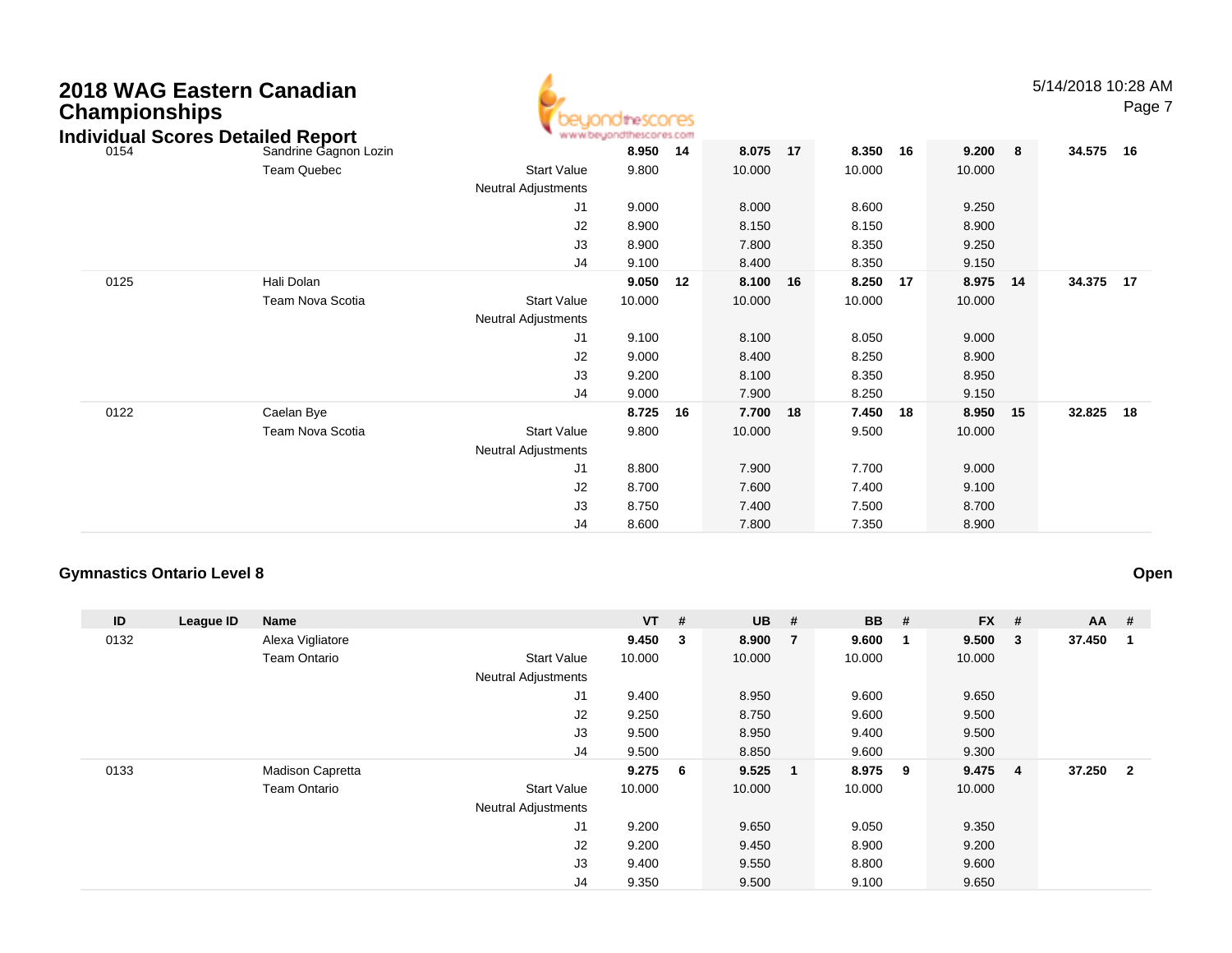# 2018 WAG Eastern Canadian Championships

## Individual Scores Detailed Report

| ID | League ID | Name | | VT | # | UB | # | BB | # | FX | # | AA | # |
|---|---|---|---|---|---|---|---|---|---|---|---|---|---|
| 0154 | | Sandrine Gagnon Lozin | | **8.950** | **14** | **8.075** | **17** | **8.350** | **16** | **9.200** | **8** | **34.575** | **16** |
| | | Team Quebec | Start Value | 9.800 | | 10.000 | | 10.000 | | 10.000 | | | |
| | | | Neutral Adjustments | | | | | | | | | | |
| | | | J1 | 9.000 | | 8.000 | | 8.600 | | 9.250 | | | |
| | | | J2 | 8.900 | | 8.150 | | 8.150 | | 8.900 | | | |
| | | | J3 | 8.900 | | 7.800 | | 8.350 | | 9.250 | | | |
| | | | J4 | 9.100 | | 8.400 | | 8.350 | | 9.150 | | | |
| 0125 | | Hali Dolan | | **9.050** | **12** | **8.100** | **16** | **8.250** | **17** | **8.975** | **14** | **34.375** | **17** |
| | | Team Nova Scotia | Start Value | 10.000 | | 10.000 | | 10.000 | | 10.000 | | | |
| | | | Neutral Adjustments | | | | | | | | | | |
| | | | J1 | 9.100 | | 8.100 | | 8.050 | | 9.000 | | | |
| | | | J2 | 9.000 | | 8.400 | | 8.250 | | 8.900 | | | |
| | | | J3 | 9.200 | | 8.100 | | 8.350 | | 8.950 | | | |
| | | | J4 | 9.000 | | 7.900 | | 8.250 | | 9.150 | | | |
| 0122 | | Caelan Bye | | **8.725** | **16** | **7.700** | **18** | **7.450** | **18** | **8.950** | **15** | **32.825** | **18** |
| | | Team Nova Scotia | Start Value | 9.800 | | 10.000 | | 9.500 | | 10.000 | | | |
| | | | Neutral Adjustments | | | | | | | | | | |
| | | | J1 | 8.800 | | 7.900 | | 7.700 | | 9.000 | | | |
| | | | J2 | 8.700 | | 7.600 | | 7.400 | | 9.100 | | | |
| | | | J3 | 8.750 | | 7.400 | | 7.500 | | 8.700 | | | |
| | | | J4 | 8.600 | | 7.800 | | 7.350 | | 8.900 | | | |

### Gymnastics Ontario Level 8

**Open**

| ID | League ID | Name | | VT | # | UB | # | BB | # | FX | # | AA | # |
|---|---|---|---|---|---|---|---|---|---|---|---|---|---|
| 0132 | | Alexa Vigliatore | | **9.450** | **3** | **8.900** | **7** | **9.600** | **1** | **9.500** | **3** | **37.450** | **1** |
| | | Team Ontario | Start Value | 10.000 | | 10.000 | | 10.000 | | 10.000 | | | |
| | | | Neutral Adjustments | | | | | | | | | | |
| | | | J1 | 9.400 | | 8.950 | | 9.600 | | 9.650 | | | |
| | | | J2 | 9.250 | | 8.750 | | 9.600 | | 9.500 | | | |
| | | | J3 | 9.500 | | 8.950 | | 9.400 | | 9.500 | | | |
| | | | J4 | 9.500 | | 8.850 | | 9.600 | | 9.300 | | | |
| 0133 | | Madison Capretta | | **9.275** | **6** | **9.525** | **1** | **8.975** | **9** | **9.475** | **4** | **37.250** | **2** |
| | | Team Ontario | Start Value | 10.000 | | 10.000 | | 10.000 | | 10.000 | | | |
| | | | Neutral Adjustments | | | | | | | | | | |
| | | | J1 | 9.200 | | 9.650 | | 9.050 | | 9.350 | | | |
| | | | J2 | 9.200 | | 9.450 | | 8.900 | | 9.200 | | | |
| | | | J3 | 9.400 | | 9.550 | | 8.800 | | 9.600 | | | |
| | | | J4 | 9.350 | | 9.500 | | 9.100 | | 9.650 | | | |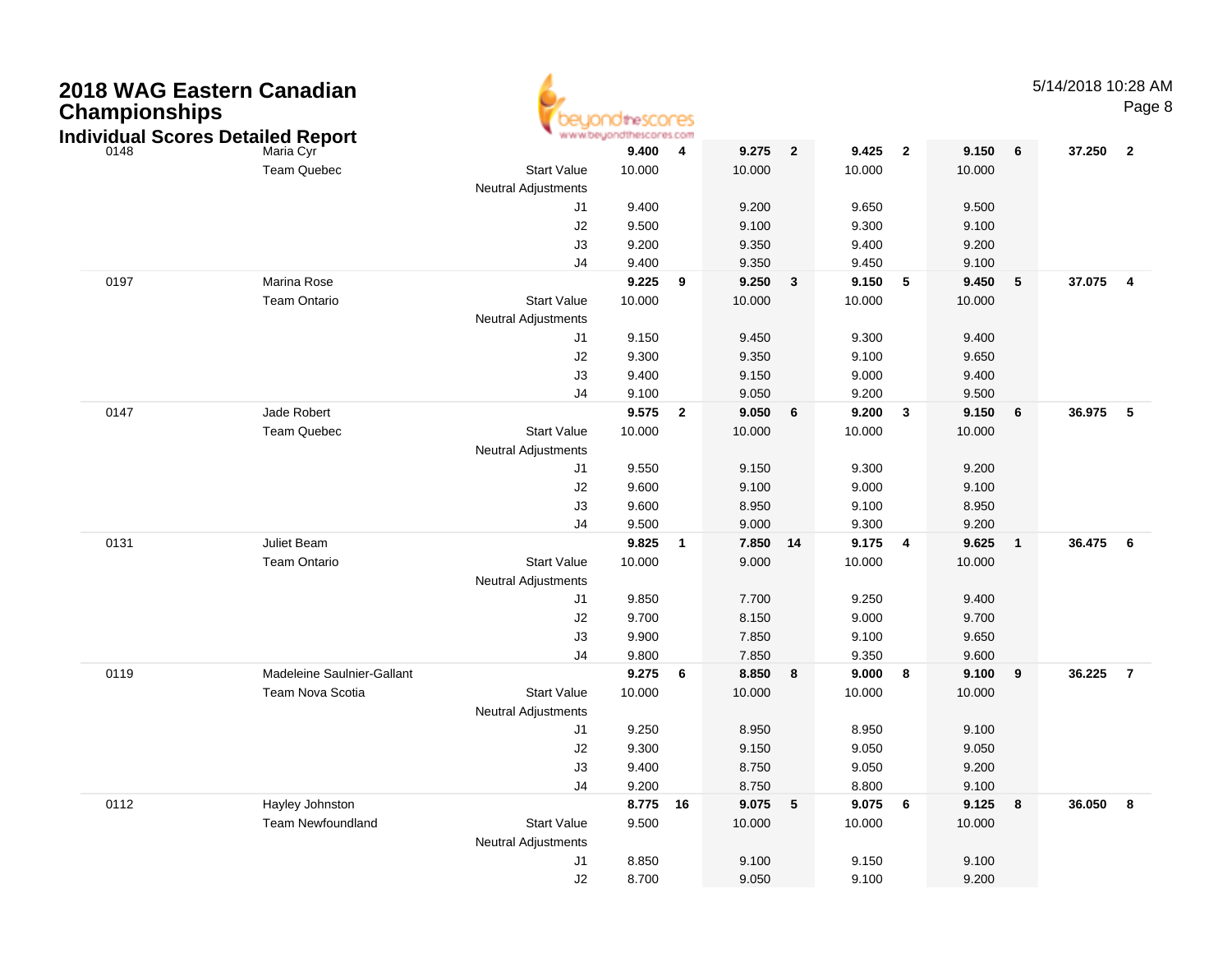# 2018 WAG Eastern Canadian Championships

## Individual Scores Detailed Report

| | | | | | | | | | | | | |
|---|---|---|---|---|---|---|---|---|---|---|---|---|
| 0148 | Maria Cyr | | 9.400 | 4 | 9.275 | 2 | 9.425 | 2 | 9.150 | 6 | 37.250 | 2 |
| | Team Quebec | Start Value | 10.000 | | 10.000 | | 10.000 | | 10.000 | | | |
| | | Neutral Adjustments | | | | | | | | | | |
| | | J1 | 9.400 | | 9.200 | | 9.650 | | 9.500 | | | |
| | | J2 | 9.500 | | 9.100 | | 9.300 | | 9.100 | | | |
| | | J3 | 9.200 | | 9.350 | | 9.400 | | 9.200 | | | |
| | | J4 | 9.400 | | 9.350 | | 9.450 | | 9.100 | | | |
| 0197 | Marina Rose | | 9.225 | 9 | 9.250 | 3 | 9.150 | 5 | 9.450 | 5 | 37.075 | 4 |
| | Team Ontario | Start Value | 10.000 | | 10.000 | | 10.000 | | 10.000 | | | |
| | | Neutral Adjustments | | | | | | | | | | |
| | | J1 | 9.150 | | 9.450 | | 9.300 | | 9.400 | | | |
| | | J2 | 9.300 | | 9.350 | | 9.100 | | 9.650 | | | |
| | | J3 | 9.400 | | 9.150 | | 9.000 | | 9.400 | | | |
| | | J4 | 9.100 | | 9.050 | | 9.200 | | 9.500 | | | |
| 0147 | Jade Robert | | 9.575 | 2 | 9.050 | 6 | 9.200 | 3 | 9.150 | 6 | 36.975 | 5 |
| | Team Quebec | Start Value | 10.000 | | 10.000 | | 10.000 | | 10.000 | | | |
| | | Neutral Adjustments | | | | | | | | | | |
| | | J1 | 9.550 | | 9.150 | | 9.300 | | 9.200 | | | |
| | | J2 | 9.600 | | 9.100 | | 9.000 | | 9.100 | | | |
| | | J3 | 9.600 | | 8.950 | | 9.100 | | 8.950 | | | |
| | | J4 | 9.500 | | 9.000 | | 9.300 | | 9.200 | | | |
| 0131 | Juliet Beam | | 9.825 | 1 | 7.850 | 14 | 9.175 | 4 | 9.625 | 1 | 36.475 | 6 |
| | Team Ontario | Start Value | 10.000 | | 9.000 | | 10.000 | | 10.000 | | | |
| | | Neutral Adjustments | | | | | | | | | | |
| | | J1 | 9.850 | | 7.700 | | 9.250 | | 9.400 | | | |
| | | J2 | 9.700 | | 8.150 | | 9.000 | | 9.700 | | | |
| | | J3 | 9.900 | | 7.850 | | 9.100 | | 9.650 | | | |
| | | J4 | 9.800 | | 7.850 | | 9.350 | | 9.600 | | | |
| 0119 | Madeleine Saulnier-Gallant | | 9.275 | 6 | 8.850 | 8 | 9.000 | 8 | 9.100 | 9 | 36.225 | 7 |
| | Team Nova Scotia | Start Value | 10.000 | | 10.000 | | 10.000 | | 10.000 | | | |
| | | Neutral Adjustments | | | | | | | | | | |
| | | J1 | 9.250 | | 8.950 | | 8.950 | | 9.100 | | | |
| | | J2 | 9.300 | | 9.150 | | 9.050 | | 9.050 | | | |
| | | J3 | 9.400 | | 8.750 | | 9.050 | | 9.200 | | | |
| | | J4 | 9.200 | | 8.750 | | 8.800 | | 9.100 | | | |
| 0112 | Hayley Johnston | | 8.775 | 16 | 9.075 | 5 | 9.075 | 6 | 9.125 | 8 | 36.050 | 8 |
| | Team Newfoundland | Start Value | 9.500 | | 10.000 | | 10.000 | | 10.000 | | | |
| | | Neutral Adjustments | | | | | | | | | | |
| | | J1 | 8.850 | | 9.100 | | 9.150 | | 9.100 | | | |
| | | J2 | 8.700 | | 9.050 | | 9.100 | | 9.200 | | | |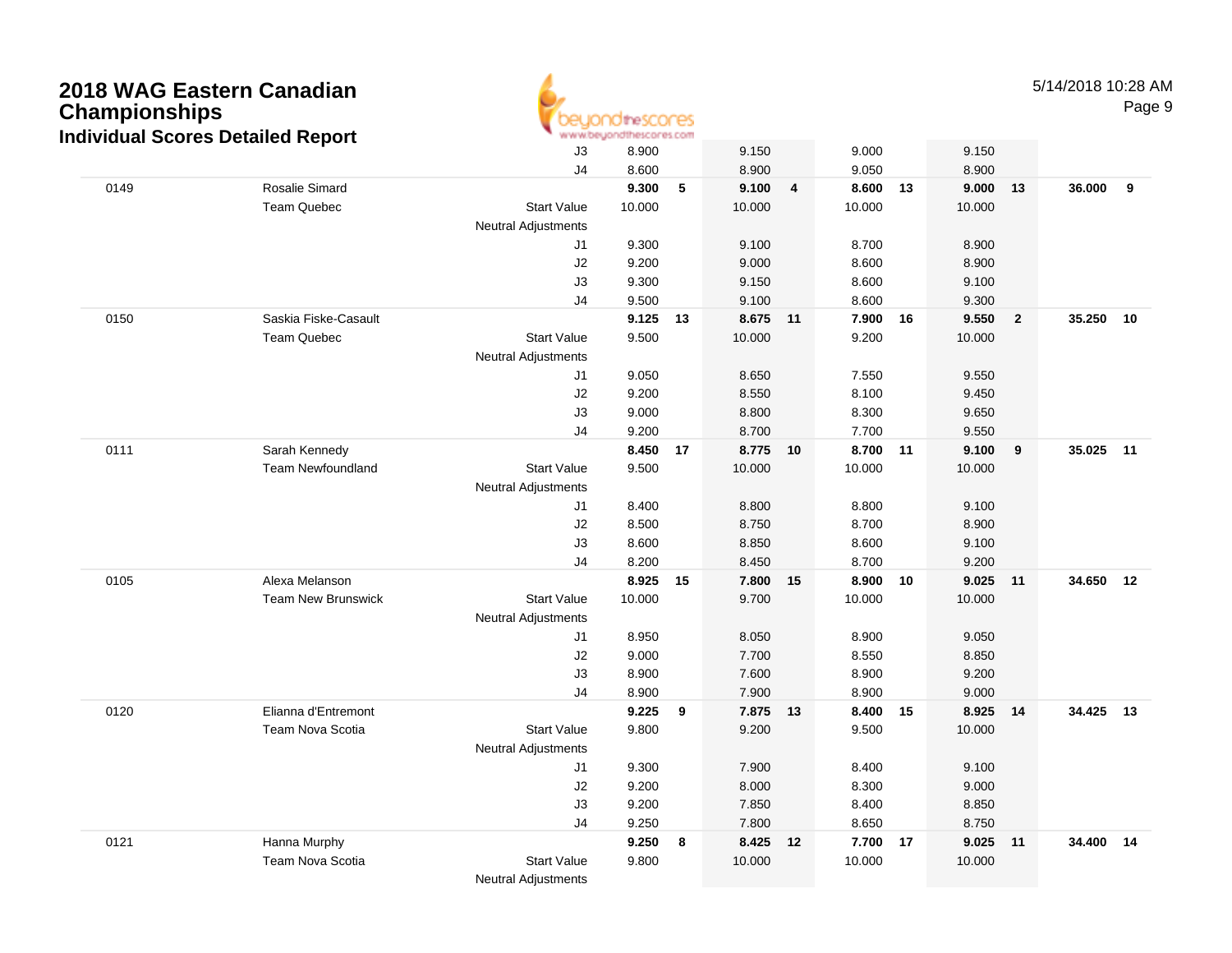# 2018 WAG Eastern Canadian Championships

## Individual Scores Detailed Report

5/14/2018 10:28 AM

| Bib | Name / Team | | Vault | Rank | Bars | Rank | Beam | Rank | Floor | Rank | AA | Rank |
|---|---|---|---|---|---|---|---|---|---|---|---|---|
| | | J3 | 8.900 | | 9.150 | | 9.000 | | 9.150 | | | |
| | | J4 | 8.600 | | 8.900 | | 9.050 | | 8.900 | | | |
| 0149 | Rosalie Simard | | **9.300** | **5** | **9.100** | **4** | **8.600** | **13** | **9.000** | **13** | **36.000** | **9** |
| | Team Quebec | Start Value | 10.000 | | 10.000 | | 10.000 | | 10.000 | | | |
| | | Neutral Adjustments | | | | | | | | | | |
| | | J1 | 9.300 | | 9.100 | | 8.700 | | 8.900 | | | |
| | | J2 | 9.200 | | 9.000 | | 8.600 | | 8.900 | | | |
| | | J3 | 9.300 | | 9.150 | | 8.600 | | 9.100 | | | |
| | | J4 | 9.500 | | 9.100 | | 8.600 | | 9.300 | | | |
| 0150 | Saskia Fiske-Casault | | **9.125** | **13** | **8.675** | **11** | **7.900** | **16** | **9.550** | **2** | **35.250** | **10** |
| | Team Quebec | Start Value | 9.500 | | 10.000 | | 9.200 | | 10.000 | | | |
| | | Neutral Adjustments | | | | | | | | | | |
| | | J1 | 9.050 | | 8.650 | | 7.550 | | 9.550 | | | |
| | | J2 | 9.200 | | 8.550 | | 8.100 | | 9.450 | | | |
| | | J3 | 9.000 | | 8.800 | | 8.300 | | 9.650 | | | |
| | | J4 | 9.200 | | 8.700 | | 7.700 | | 9.550 | | | |
| 0111 | Sarah Kennedy | | **8.450** | **17** | **8.775** | **10** | **8.700** | **11** | **9.100** | **9** | **35.025** | **11** |
| | Team Newfoundland | Start Value | 9.500 | | 10.000 | | 10.000 | | 10.000 | | | |
| | | Neutral Adjustments | | | | | | | | | | |
| | | J1 | 8.400 | | 8.800 | | 8.800 | | 9.100 | | | |
| | | J2 | 8.500 | | 8.750 | | 8.700 | | 8.900 | | | |
| | | J3 | 8.600 | | 8.850 | | 8.600 | | 9.100 | | | |
| | | J4 | 8.200 | | 8.450 | | 8.700 | | 9.200 | | | |
| 0105 | Alexa Melanson | | **8.925** | **15** | **7.800** | **15** | **8.900** | **10** | **9.025** | **11** | **34.650** | **12** |
| | Team New Brunswick | Start Value | 10.000 | | 9.700 | | 10.000 | | 10.000 | | | |
| | | Neutral Adjustments | | | | | | | | | | |
| | | J1 | 8.950 | | 8.050 | | 8.900 | | 9.050 | | | |
| | | J2 | 9.000 | | 7.700 | | 8.550 | | 8.850 | | | |
| | | J3 | 8.900 | | 7.600 | | 8.900 | | 9.200 | | | |
| | | J4 | 8.900 | | 7.900 | | 8.900 | | 9.000 | | | |
| 0120 | Elianna d'Entremont | | **9.225** | **9** | **7.875** | **13** | **8.400** | **15** | **8.925** | **14** | **34.425** | **13** |
| | Team Nova Scotia | Start Value | 9.800 | | 9.200 | | 9.500 | | 10.000 | | | |
| | | Neutral Adjustments | | | | | | | | | | |
| | | J1 | 9.300 | | 7.900 | | 8.400 | | 9.100 | | | |
| | | J2 | 9.200 | | 8.000 | | 8.300 | | 9.000 | | | |
| | | J3 | 9.200 | | 7.850 | | 8.400 | | 8.850 | | | |
| | | J4 | 9.250 | | 7.800 | | 8.650 | | 8.750 | | | |
| 0121 | Hanna Murphy | | **9.250** | **8** | **8.425** | **12** | **7.700** | **17** | **9.025** | **11** | **34.400** | **14** |
| | Team Nova Scotia | Start Value | 9.800 | | 10.000 | | 10.000 | | 10.000 | | | |
| | | Neutral Adjustments | | | | | | | | | | |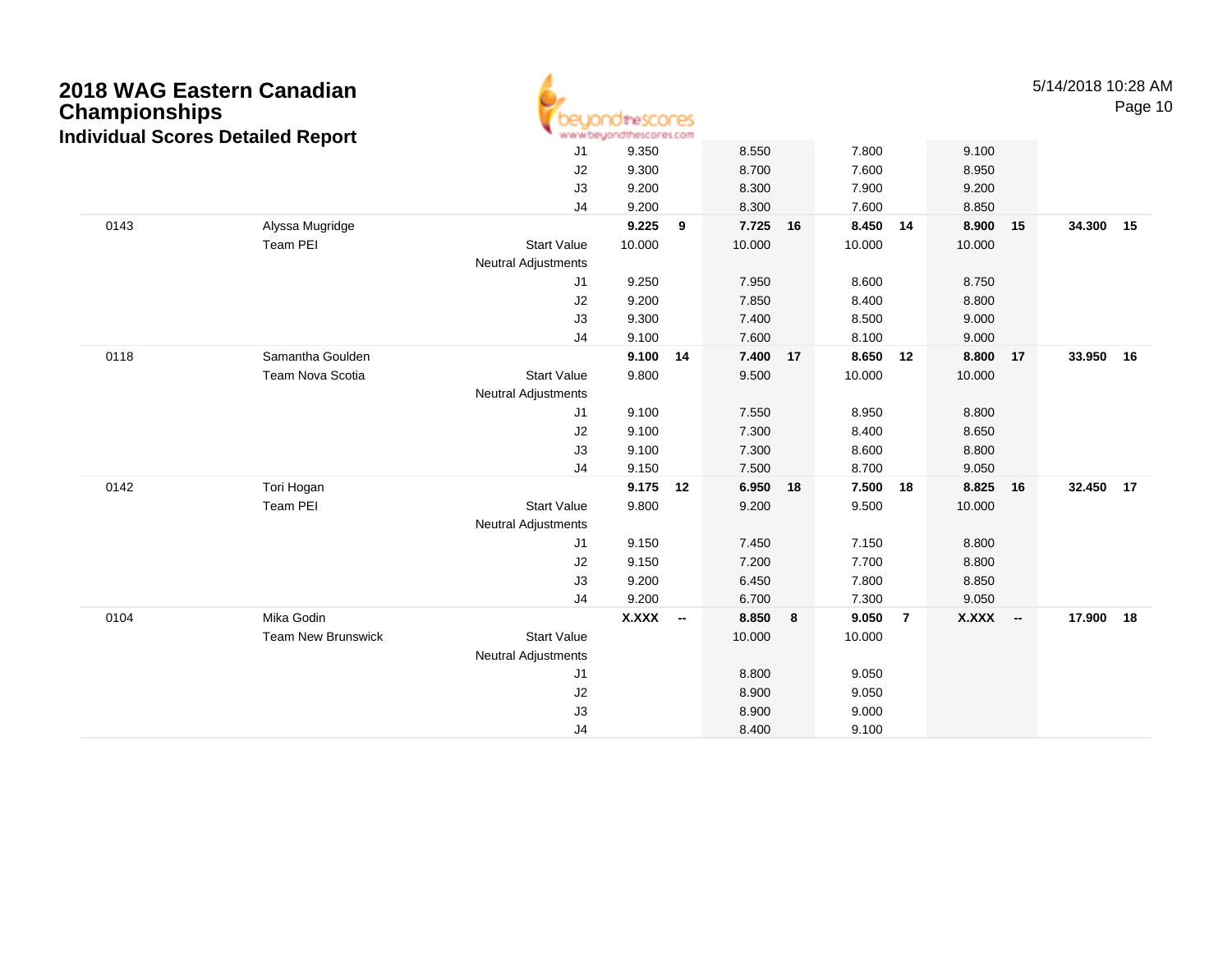# 2018 WAG Eastern Canadian Championships

## Individual Scores Detailed Report

5/14/2018 10:28 AM

| | | | | | | | | | | | | |
|---|---|---|---|---|---|---|---|---|---|---|---|---|
| | | J1 | 9.350 | | 8.550 | | 7.800 | | 9.100 | | | |
| | | J2 | 9.300 | | 8.700 | | 7.600 | | 8.950 | | | |
| | | J3 | 9.200 | | 8.300 | | 7.900 | | 9.200 | | | |
| | | J4 | 9.200 | | 8.300 | | 7.600 | | 8.850 | | | |
| 0143 | Alyssa Mugridge | | **9.225** | **9** | **7.725** | **16** | **8.450** | **14** | **8.900** | **15** | **34.300** | **15** |
| | Team PEI | Start Value | 10.000 | | 10.000 | | 10.000 | | 10.000 | | | |
| | | Neutral Adjustments | | | | | | | | | | |
| | | J1 | 9.250 | | 7.950 | | 8.600 | | 8.750 | | | |
| | | J2 | 9.200 | | 7.850 | | 8.400 | | 8.800 | | | |
| | | J3 | 9.300 | | 7.400 | | 8.500 | | 9.000 | | | |
| | | J4 | 9.100 | | 7.600 | | 8.100 | | 9.000 | | | |
| 0118 | Samantha Goulden | | **9.100** | **14** | **7.400** | **17** | **8.650** | **12** | **8.800** | **17** | **33.950** | **16** |
| | Team Nova Scotia | Start Value | 9.800 | | 9.500 | | 10.000 | | 10.000 | | | |
| | | Neutral Adjustments | | | | | | | | | | |
| | | J1 | 9.100 | | 7.550 | | 8.950 | | 8.800 | | | |
| | | J2 | 9.100 | | 7.300 | | 8.400 | | 8.650 | | | |
| | | J3 | 9.100 | | 7.300 | | 8.600 | | 8.800 | | | |
| | | J4 | 9.150 | | 7.500 | | 8.700 | | 9.050 | | | |
| 0142 | Tori Hogan | | **9.175** | **12** | **6.950** | **18** | **7.500** | **18** | **8.825** | **16** | **32.450** | **17** |
| | Team PEI | Start Value | 9.800 | | 9.200 | | 9.500 | | 10.000 | | | |
| | | Neutral Adjustments | | | | | | | | | | |
| | | J1 | 9.150 | | 7.450 | | 7.150 | | 8.800 | | | |
| | | J2 | 9.150 | | 7.200 | | 7.700 | | 8.800 | | | |
| | | J3 | 9.200 | | 6.450 | | 7.800 | | 8.850 | | | |
| | | J4 | 9.200 | | 6.700 | | 7.300 | | 9.050 | | | |
| 0104 | Mika Godin | | **X.XXX** | **--** | **8.850** | **8** | **9.050** | **7** | **X.XXX** | **--** | **17.900** | **18** |
| | Team New Brunswick | Start Value | | | 10.000 | | 10.000 | | | | | |
| | | Neutral Adjustments | | | | | | | | | | |
| | | J1 | | | 8.800 | | 9.050 | | | | | |
| | | J2 | | | 8.900 | | 9.050 | | | | | |
| | | J3 | | | 8.900 | | 9.000 | | | | | |
| | | J4 | | | 8.400 | | 9.100 | | | | | |